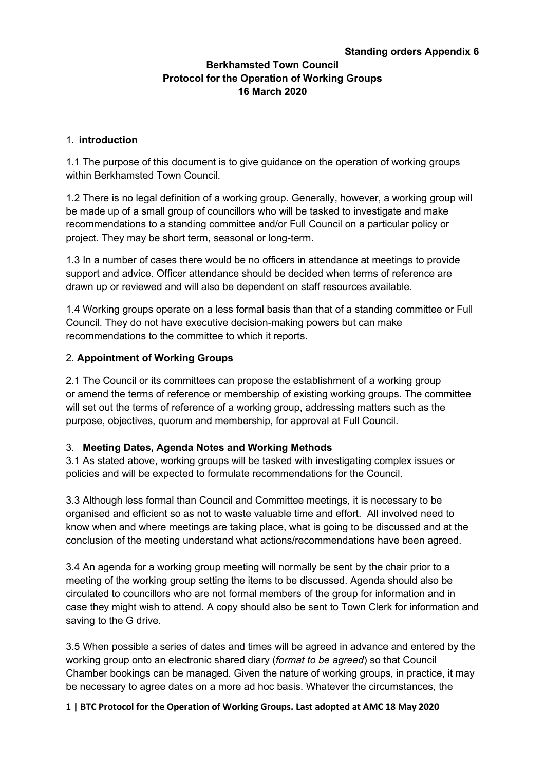**Standing orders Appendix 6**

# Berkhamsted Town Council
# Protocol for the Operation of Working Groups
# 16 March 2020

## 1. introduction

1.1 The purpose of this document is to give guidance on the operation of working groups within Berkhamsted Town Council.

1.2 There is no legal definition of a working group. Generally, however, a working group will be made up of a small group of councillors who will be tasked to investigate and make recommendations to a standing committee and/or Full Council on a particular policy or project. They may be short term, seasonal or long-term.

1.3 In a number of cases there would be no officers in attendance at meetings to provide support and advice. Officer attendance should be decided when terms of reference are drawn up or reviewed and will also be dependent on staff resources available.

1.4 Working groups operate on a less formal basis than that of a standing committee or Full Council. They do not have executive decision-making powers but can make recommendations to the committee to which it reports.

## 2. Appointment of Working Groups

2.1 The Council or its committees can propose the establishment of a working group or amend the terms of reference or membership of existing working groups. The committee will set out the terms of reference of a working group, addressing matters such as the purpose, objectives, quorum and membership, for approval at Full Council.

## 3. Meeting Dates, Agenda Notes and Working Methods

3.1 As stated above, working groups will be tasked with investigating complex issues or policies and will be expected to formulate recommendations for the Council.

3.3 Although less formal than Council and Committee meetings, it is necessary to be organised and efficient so as not to waste valuable time and effort. All involved need to know when and where meetings are taking place, what is going to be discussed and at the conclusion of the meeting understand what actions/recommendations have been agreed.

3.4 An agenda for a working group meeting will normally be sent by the chair prior to a meeting of the working group setting the items to be discussed. Agenda should also be circulated to councillors who are not formal members of the group for information and in case they might wish to attend. A copy should also be sent to Town Clerk for information and saving to the G drive.

3.5 When possible a series of dates and times will be agreed in advance and entered by the working group onto an electronic shared diary (*format to be agreed*) so that Council Chamber bookings can be managed. Given the nature of working groups, in practice, it may be necessary to agree dates on a more ad hoc basis. Whatever the circumstances, the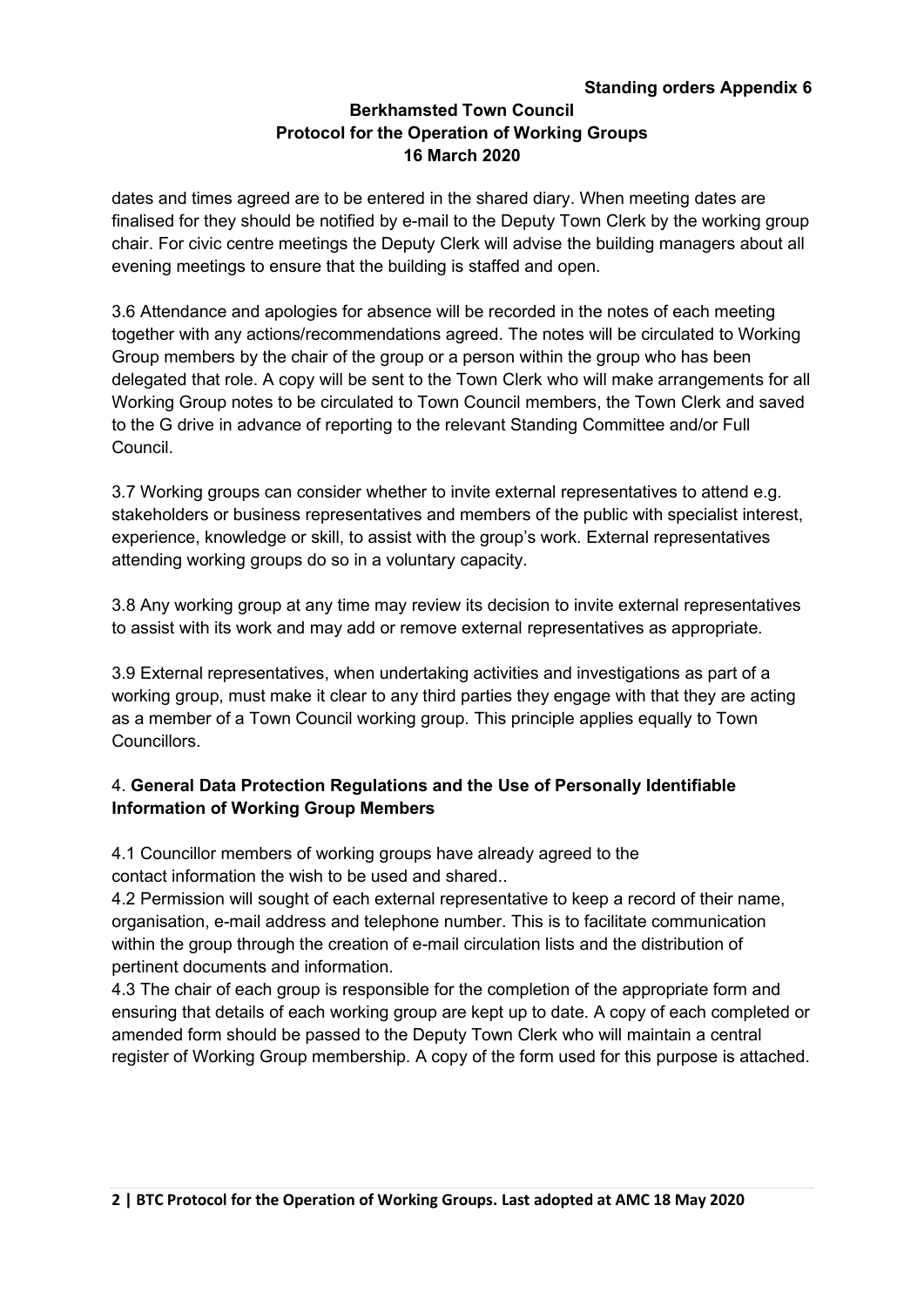dates and times agreed are to be entered in the shared diary. When meeting dates are finalised for they should be notified by e-mail to the Deputy Town Clerk by the working group chair. For civic centre meetings the Deputy Clerk will advise the building managers about all evening meetings to ensure that the building is staffed and open.

3.6 Attendance and apologies for absence will be recorded in the notes of each meeting together with any actions/recommendations agreed. The notes will be circulated to Working Group members by the chair of the group or a person within the group who has been delegated that role. A copy will be sent to the Town Clerk who will make arrangements for all Working Group notes to be circulated to Town Council members, the Town Clerk and saved to the G drive in advance of reporting to the relevant Standing Committee and/or Full Council.

3.7 Working groups can consider whether to invite external representatives to attend e.g. stakeholders or business representatives and members of the public with specialist interest, experience, knowledge or skill, to assist with the group's work. External representatives attending working groups do so in a voluntary capacity.

3.8 Any working group at any time may review its decision to invite external representatives to assist with its work and may add or remove external representatives as appropriate.

3.9 External representatives, when undertaking activities and investigations as part of a working group, must make it clear to any third parties they engage with that they are acting as a member of a Town Council working group. This principle applies equally to Town Councillors.

## 4. General Data Protection Regulations and the Use of Personally Identifiable Information of Working Group Members

4.1 Councillor members of working groups have already agreed to the contact information the wish to be used and shared..

4.2 Permission will sought of each external representative to keep a record of their name, organisation, e-mail address and telephone number. This is to facilitate communication within the group through the creation of e-mail circulation lists and the distribution of pertinent documents and information.

4.3 The chair of each group is responsible for the completion of the appropriate form and ensuring that details of each working group are kept up to date. A copy of each completed or amended form should be passed to the Deputy Town Clerk who will maintain a central register of Working Group membership. A copy of the form used for this purpose is attached.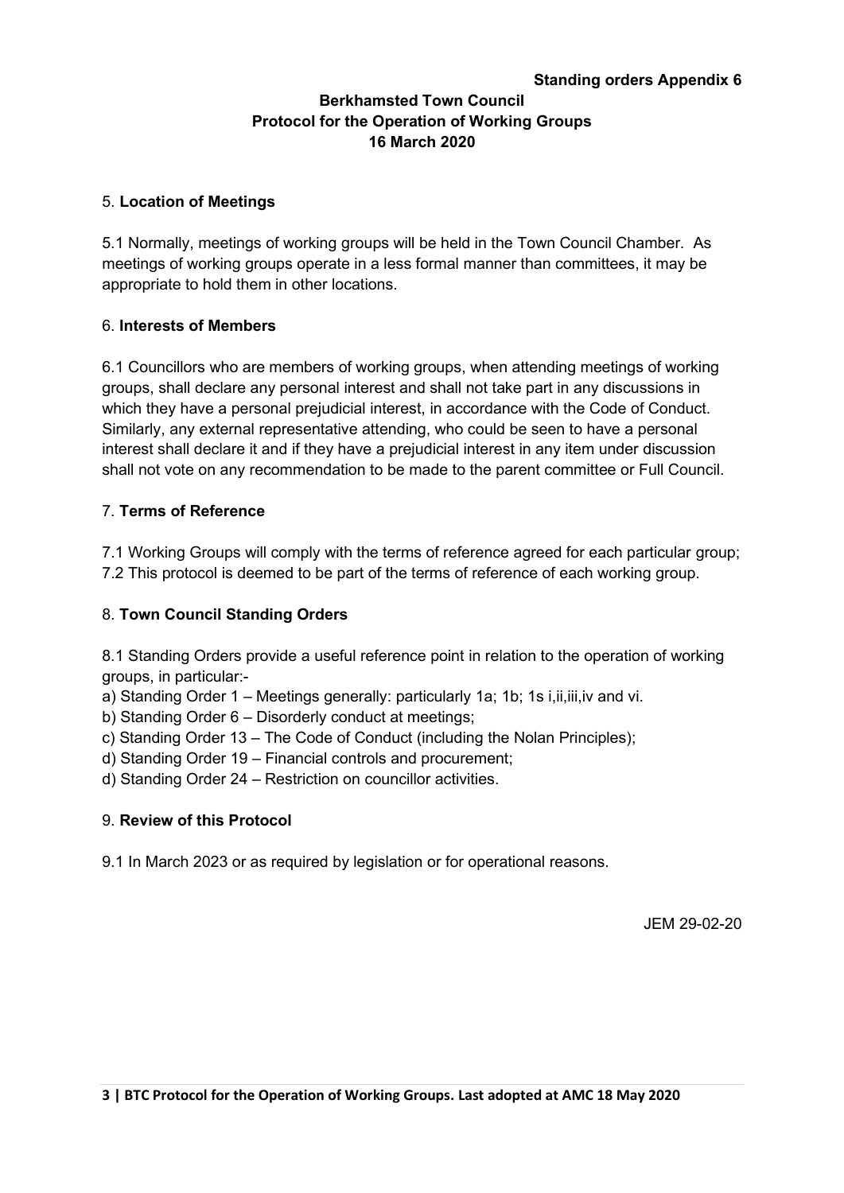**Standing orders Appendix 6**

**Berkhamsted Town Council**
**Protocol for the Operation of Working Groups**
**16 March 2020**

5. **Location of Meetings**

5.1 Normally, meetings of working groups will be held in the Town Council Chamber. As meetings of working groups operate in a less formal manner than committees, it may be appropriate to hold them in other locations.

6. **Interests of Members**

6.1 Councillors who are members of working groups, when attending meetings of working groups, shall declare any personal interest and shall not take part in any discussions in which they have a personal prejudicial interest, in accordance with the Code of Conduct. Similarly, any external representative attending, who could be seen to have a personal interest shall declare it and if they have a prejudicial interest in any item under discussion shall not vote on any recommendation to be made to the parent committee or Full Council.

7. **Terms of Reference**

7.1 Working Groups will comply with the terms of reference agreed for each particular group;
7.2 This protocol is deemed to be part of the terms of reference of each working group.

8. **Town Council Standing Orders**

8.1 Standing Orders provide a useful reference point in relation to the operation of working groups, in particular:-
a) Standing Order 1 – Meetings generally: particularly 1a; 1b; 1s i,ii,iii,iv and vi.
b) Standing Order 6 – Disorderly conduct at meetings;
c) Standing Order 13 – The Code of Conduct (including the Nolan Principles);
d) Standing Order 19 – Financial controls and procurement;
d) Standing Order 24 – Restriction on councillor activities.

9. **Review of this Protocol**

9.1 In March 2023 or as required by legislation or for operational reasons.

JEM 29-02-20

**BTC Protocol for the Operation of Working Groups. Last adopted at AMC 18 May 2020**